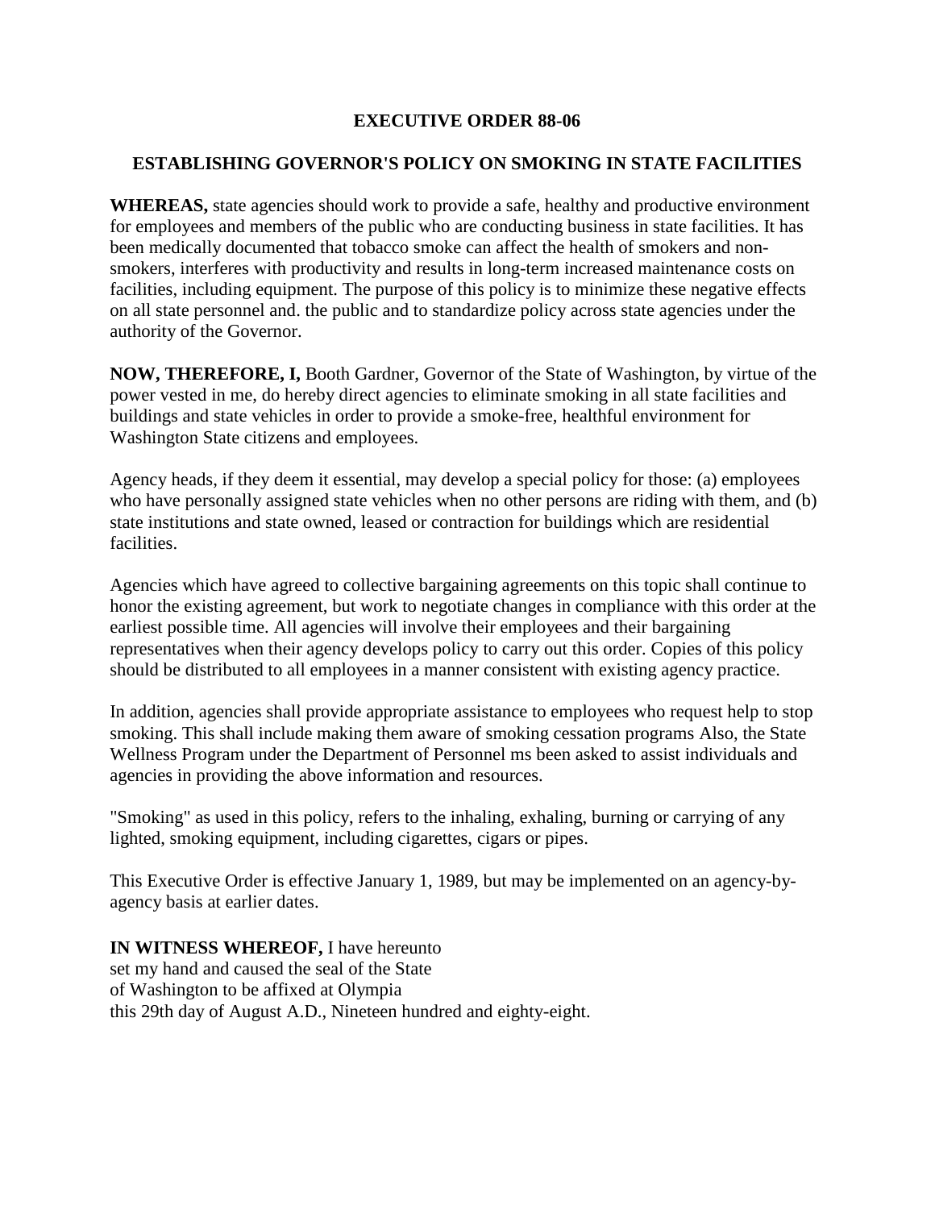# EXECUTIVE ORDER 88-06

## ESTABLISHING GOVERNOR'S POLICY ON SMOKING IN STATE FACILITIES

**WHEREAS,** state agencies should work to provide a safe, healthy and productive environment for employees and members of the public who are conducting business in state facilities. It has been medically documented that tobacco smoke can affect the health of smokers and non-smokers, interferes with productivity and results in long-term increased maintenance costs on facilities, including equipment. The purpose of this policy is to minimize these negative effects on all state personnel and. the public and to standardize policy across state agencies under the authority of the Governor.

**NOW, THEREFORE, I,** Booth Gardner, Governor of the State of Washington, by virtue of the power vested in me, do hereby direct agencies to eliminate smoking in all state facilities and buildings and state vehicles in order to provide a smoke-free, healthful environment for Washington State citizens and employees.

Agency heads, if they deem it essential, may develop a special policy for those: (a) employees who have personally assigned state vehicles when no other persons are riding with them, and (b) state institutions and state owned, leased or contraction for buildings which are residential facilities.

Agencies which have agreed to collective bargaining agreements on this topic shall continue to honor the existing agreement, but work to negotiate changes in compliance with this order at the earliest possible time. All agencies will involve their employees and their bargaining representatives when their agency develops policy to carry out this order. Copies of this policy should be distributed to all employees in a manner consistent with existing agency practice.

In addition, agencies shall provide appropriate assistance to employees who request help to stop smoking. This shall include making them aware of smoking cessation programs Also, the State Wellness Program under the Department of Personnel ms been asked to assist individuals and agencies in providing the above information and resources.

"Smoking" as used in this policy, refers to the inhaling, exhaling, burning or carrying of any lighted, smoking equipment, including cigarettes, cigars or pipes.

This Executive Order is effective January 1, 1989, but may be implemented on an agency-by-agency basis at earlier dates.

**IN WITNESS WHEREOF,** I have hereunto
set my hand and caused the seal of the State
of Washington to be affixed at Olympia
this 29th day of August A.D., Nineteen hundred and eighty-eight.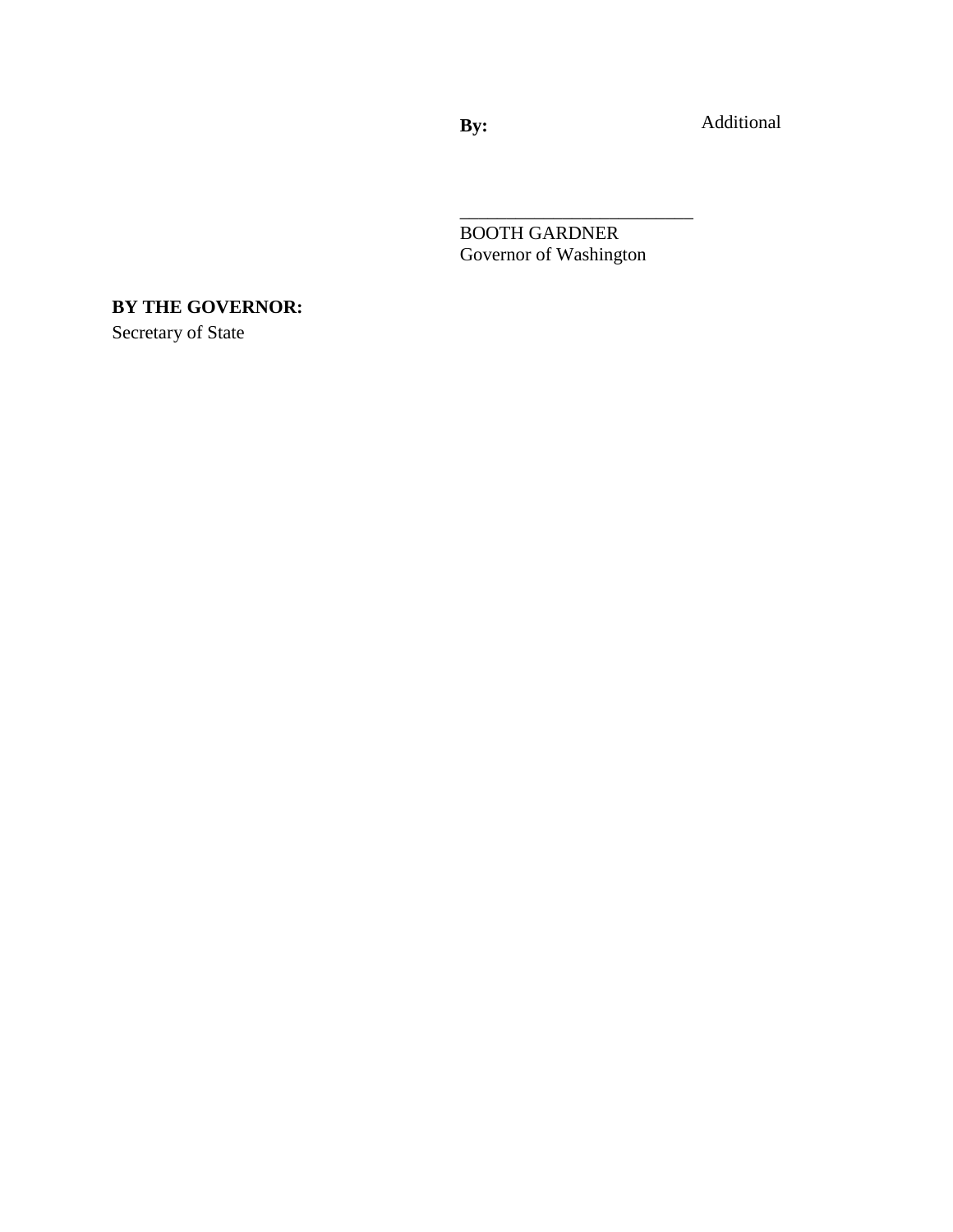**By:** Additional

\_\_\_\_\_\_\_\_\_\_\_\_\_\_\_\_\_\_\_\_\_\_\_\_\_

BOOTH GARDNER
Governor of Washington

**BY THE GOVERNOR:**
Secretary of State